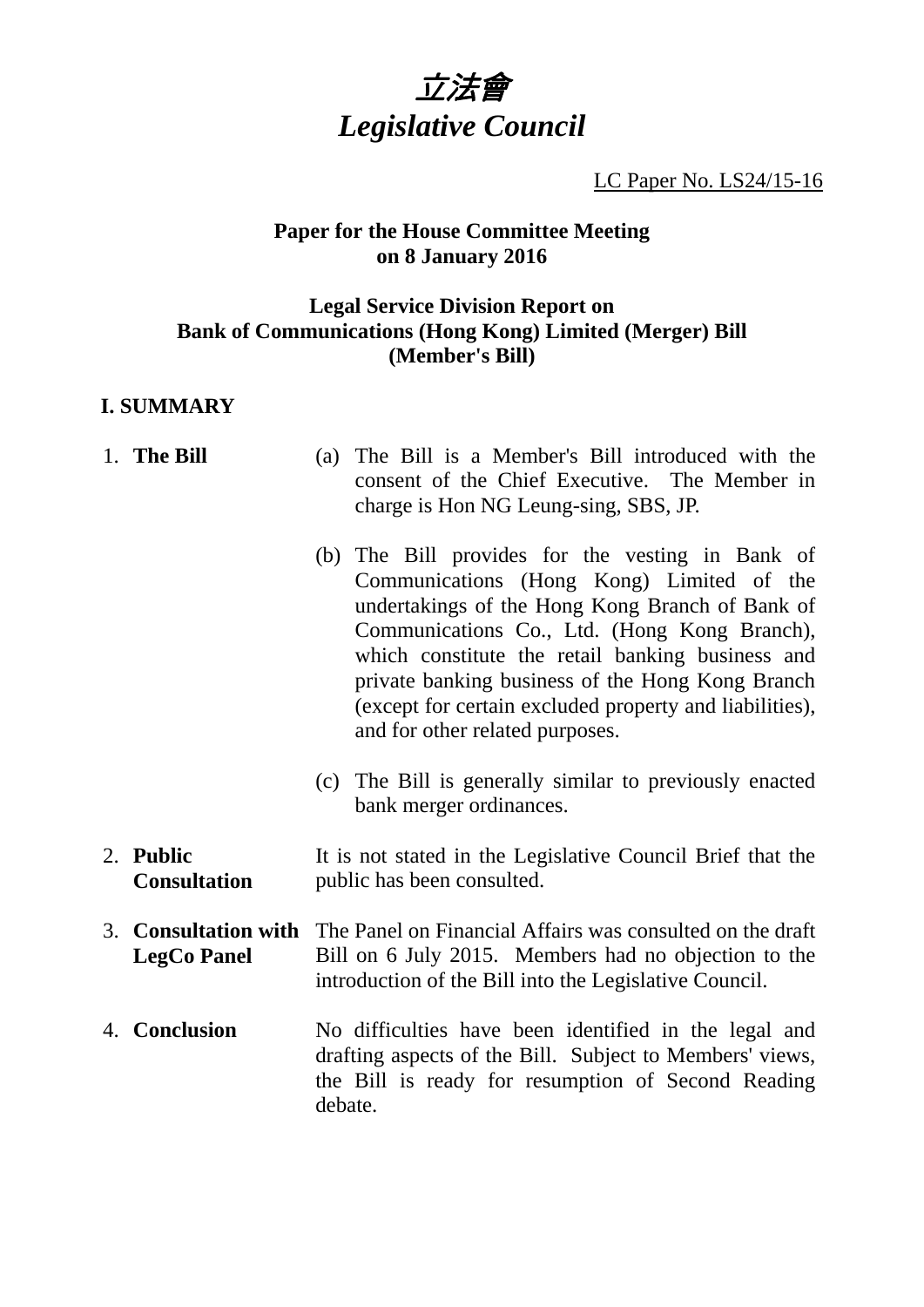# *立法會*
# *Legislative Council*

LC Paper No. LS24/15-16

**Paper for the House Committee Meeting on 8 January 2016**

**Legal Service Division Report on Bank of Communications (Hong Kong) Limited (Merger) Bill (Member's Bill)**

## I. SUMMARY

1. **The Bill**

   (a) The Bill is a Member's Bill introduced with the consent of the Chief Executive. The Member in charge is Hon NG Leung-sing, SBS, JP.

   (b) The Bill provides for the vesting in Bank of Communications (Hong Kong) Limited of the undertakings of the Hong Kong Branch of Bank of Communications Co., Ltd. (Hong Kong Branch), which constitute the retail banking business and private banking business of the Hong Kong Branch (except for certain excluded property and liabilities), and for other related purposes.

   (c) The Bill is generally similar to previously enacted bank merger ordinances.

2. **Public Consultation**

   It is not stated in the Legislative Council Brief that the public has been consulted.

3. **Consultation with LegCo Panel**

   The Panel on Financial Affairs was consulted on the draft Bill on 6 July 2015. Members had no objection to the introduction of the Bill into the Legislative Council.

4. **Conclusion**

   No difficulties have been identified in the legal and drafting aspects of the Bill. Subject to Members' views, the Bill is ready for resumption of Second Reading debate.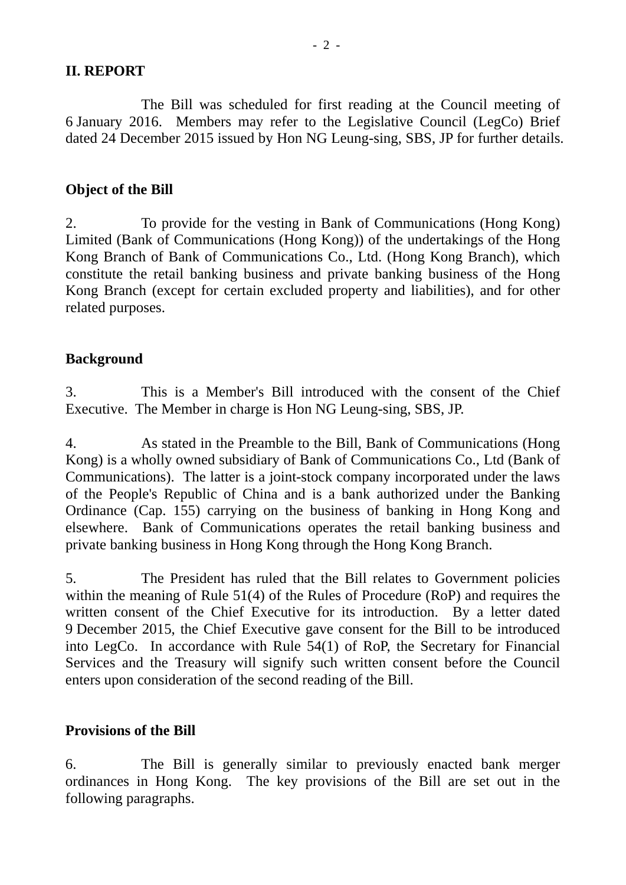## II. REPORT

The Bill was scheduled for first reading at the Council meeting of 6 January 2016. Members may refer to the Legislative Council (LegCo) Brief dated 24 December 2015 issued by Hon NG Leung-sing, SBS, JP for further details.

### Object of the Bill

2. To provide for the vesting in Bank of Communications (Hong Kong) Limited (Bank of Communications (Hong Kong)) of the undertakings of the Hong Kong Branch of Bank of Communications Co., Ltd. (Hong Kong Branch), which constitute the retail banking business and private banking business of the Hong Kong Branch (except for certain excluded property and liabilities), and for other related purposes.

### Background

3. This is a Member's Bill introduced with the consent of the Chief Executive. The Member in charge is Hon NG Leung-sing, SBS, JP.

4. As stated in the Preamble to the Bill, Bank of Communications (Hong Kong) is a wholly owned subsidiary of Bank of Communications Co., Ltd (Bank of Communications). The latter is a joint-stock company incorporated under the laws of the People's Republic of China and is a bank authorized under the Banking Ordinance (Cap. 155) carrying on the business of banking in Hong Kong and elsewhere. Bank of Communications operates the retail banking business and private banking business in Hong Kong through the Hong Kong Branch.

5. The President has ruled that the Bill relates to Government policies within the meaning of Rule 51(4) of the Rules of Procedure (RoP) and requires the written consent of the Chief Executive for its introduction. By a letter dated 9 December 2015, the Chief Executive gave consent for the Bill to be introduced into LegCo. In accordance with Rule 54(1) of RoP, the Secretary for Financial Services and the Treasury will signify such written consent before the Council enters upon consideration of the second reading of the Bill.

### Provisions of the Bill

6. The Bill is generally similar to previously enacted bank merger ordinances in Hong Kong. The key provisions of the Bill are set out in the following paragraphs.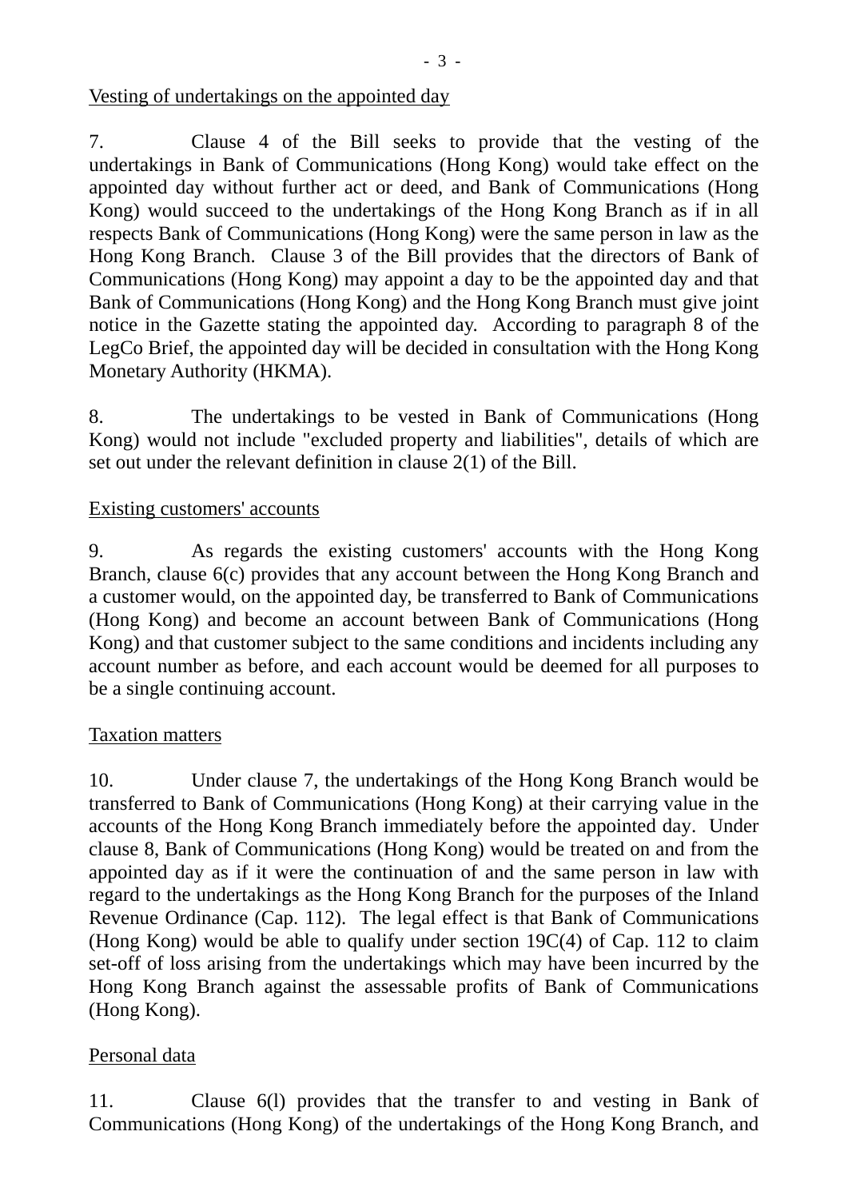Vesting of undertakings on the appointed day

7. Clause 4 of the Bill seeks to provide that the vesting of the undertakings in Bank of Communications (Hong Kong) would take effect on the appointed day without further act or deed, and Bank of Communications (Hong Kong) would succeed to the undertakings of the Hong Kong Branch as if in all respects Bank of Communications (Hong Kong) were the same person in law as the Hong Kong Branch. Clause 3 of the Bill provides that the directors of Bank of Communications (Hong Kong) may appoint a day to be the appointed day and that Bank of Communications (Hong Kong) and the Hong Kong Branch must give joint notice in the Gazette stating the appointed day. According to paragraph 8 of the LegCo Brief, the appointed day will be decided in consultation with the Hong Kong Monetary Authority (HKMA).

8. The undertakings to be vested in Bank of Communications (Hong Kong) would not include "excluded property and liabilities", details of which are set out under the relevant definition in clause 2(1) of the Bill.

Existing customers' accounts

9. As regards the existing customers' accounts with the Hong Kong Branch, clause 6(c) provides that any account between the Hong Kong Branch and a customer would, on the appointed day, be transferred to Bank of Communications (Hong Kong) and become an account between Bank of Communications (Hong Kong) and that customer subject to the same conditions and incidents including any account number as before, and each account would be deemed for all purposes to be a single continuing account.

Taxation matters

10. Under clause 7, the undertakings of the Hong Kong Branch would be transferred to Bank of Communications (Hong Kong) at their carrying value in the accounts of the Hong Kong Branch immediately before the appointed day. Under clause 8, Bank of Communications (Hong Kong) would be treated on and from the appointed day as if it were the continuation of and the same person in law with regard to the undertakings as the Hong Kong Branch for the purposes of the Inland Revenue Ordinance (Cap. 112). The legal effect is that Bank of Communications (Hong Kong) would be able to qualify under section 19C(4) of Cap. 112 to claim set-off of loss arising from the undertakings which may have been incurred by the Hong Kong Branch against the assessable profits of Bank of Communications (Hong Kong).

Personal data

11. Clause 6(l) provides that the transfer to and vesting in Bank of Communications (Hong Kong) of the undertakings of the Hong Kong Branch, and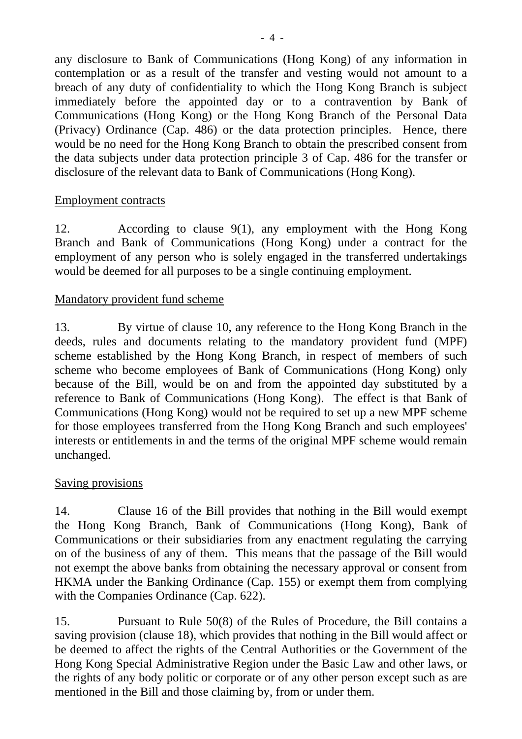any disclosure to Bank of Communications (Hong Kong) of any information in contemplation or as a result of the transfer and vesting would not amount to a breach of any duty of confidentiality to which the Hong Kong Branch is subject immediately before the appointed day or to a contravention by Bank of Communications (Hong Kong) or the Hong Kong Branch of the Personal Data (Privacy) Ordinance (Cap. 486) or the data protection principles. Hence, there would be no need for the Hong Kong Branch to obtain the prescribed consent from the data subjects under data protection principle 3 of Cap. 486 for the transfer or disclosure of the relevant data to Bank of Communications (Hong Kong).

<u>Employment contracts</u>

12. According to clause 9(1), any employment with the Hong Kong Branch and Bank of Communications (Hong Kong) under a contract for the employment of any person who is solely engaged in the transferred undertakings would be deemed for all purposes to be a single continuing employment.

<u>Mandatory provident fund scheme</u>

13. By virtue of clause 10, any reference to the Hong Kong Branch in the deeds, rules and documents relating to the mandatory provident fund (MPF) scheme established by the Hong Kong Branch, in respect of members of such scheme who become employees of Bank of Communications (Hong Kong) only because of the Bill, would be on and from the appointed day substituted by a reference to Bank of Communications (Hong Kong). The effect is that Bank of Communications (Hong Kong) would not be required to set up a new MPF scheme for those employees transferred from the Hong Kong Branch and such employees' interests or entitlements in and the terms of the original MPF scheme would remain unchanged.

<u>Saving provisions</u>

14. Clause 16 of the Bill provides that nothing in the Bill would exempt the Hong Kong Branch, Bank of Communications (Hong Kong), Bank of Communications or their subsidiaries from any enactment regulating the carrying on of the business of any of them. This means that the passage of the Bill would not exempt the above banks from obtaining the necessary approval or consent from HKMA under the Banking Ordinance (Cap. 155) or exempt them from complying with the Companies Ordinance (Cap. 622).

15. Pursuant to Rule 50(8) of the Rules of Procedure, the Bill contains a saving provision (clause 18), which provides that nothing in the Bill would affect or be deemed to affect the rights of the Central Authorities or the Government of the Hong Kong Special Administrative Region under the Basic Law and other laws, or the rights of any body politic or corporate or of any other person except such as are mentioned in the Bill and those claiming by, from or under them.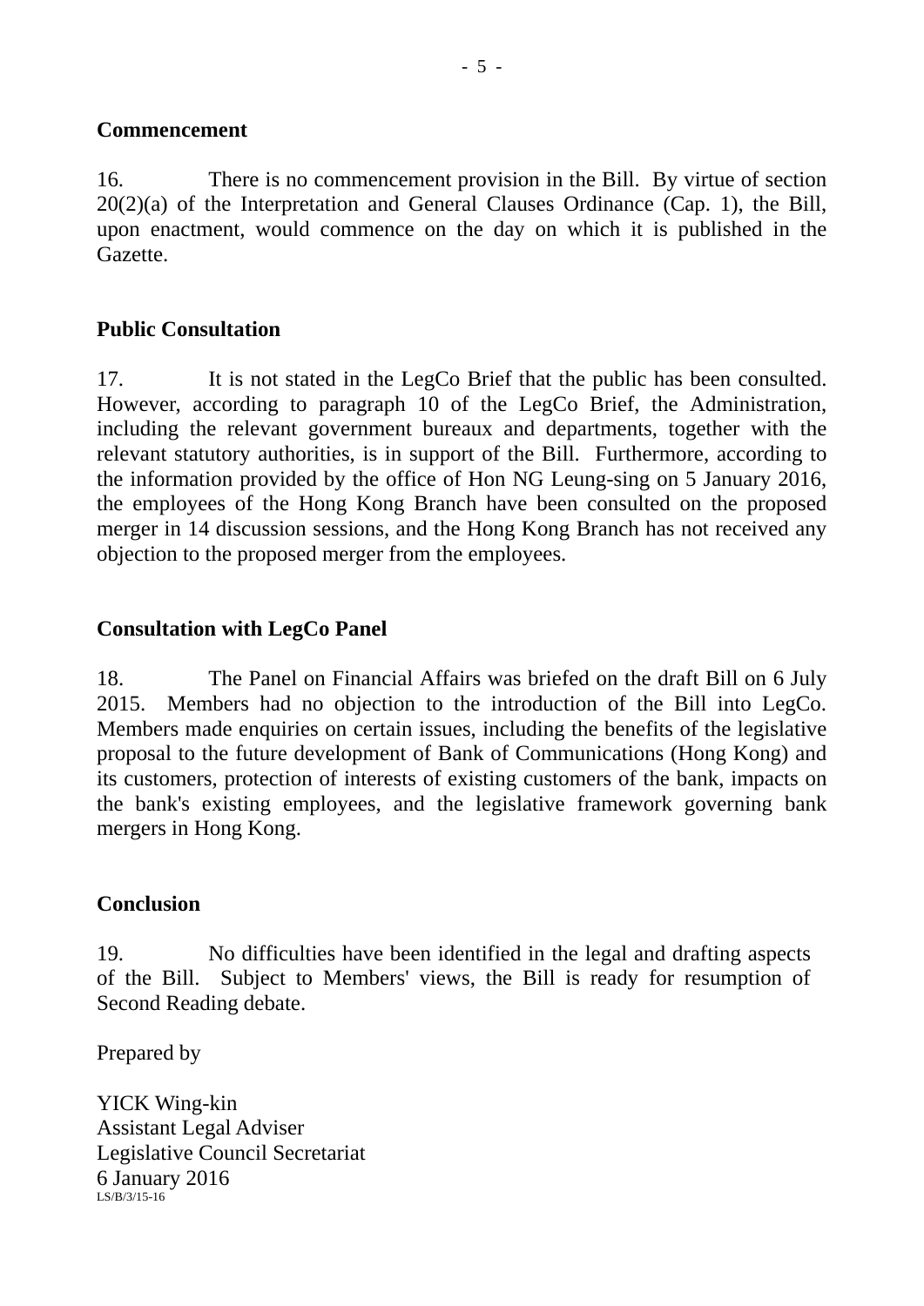**Commencement**

16. There is no commencement provision in the Bill. By virtue of section 20(2)(a) of the Interpretation and General Clauses Ordinance (Cap. 1), the Bill, upon enactment, would commence on the day on which it is published in the Gazette.

**Public Consultation**

17. It is not stated in the LegCo Brief that the public has been consulted. However, according to paragraph 10 of the LegCo Brief, the Administration, including the relevant government bureaux and departments, together with the relevant statutory authorities, is in support of the Bill. Furthermore, according to the information provided by the office of Hon NG Leung-sing on 5 January 2016, the employees of the Hong Kong Branch have been consulted on the proposed merger in 14 discussion sessions, and the Hong Kong Branch has not received any objection to the proposed merger from the employees.

**Consultation with LegCo Panel**

18. The Panel on Financial Affairs was briefed on the draft Bill on 6 July 2015. Members had no objection to the introduction of the Bill into LegCo. Members made enquiries on certain issues, including the benefits of the legislative proposal to the future development of Bank of Communications (Hong Kong) and its customers, protection of interests of existing customers of the bank, impacts on the bank's existing employees, and the legislative framework governing bank mergers in Hong Kong.

**Conclusion**

19. No difficulties have been identified in the legal and drafting aspects of the Bill. Subject to Members' views, the Bill is ready for resumption of Second Reading debate.

Prepared by

YICK Wing-kin
Assistant Legal Adviser
Legislative Council Secretariat
6 January 2016

LS/B/3/15-16